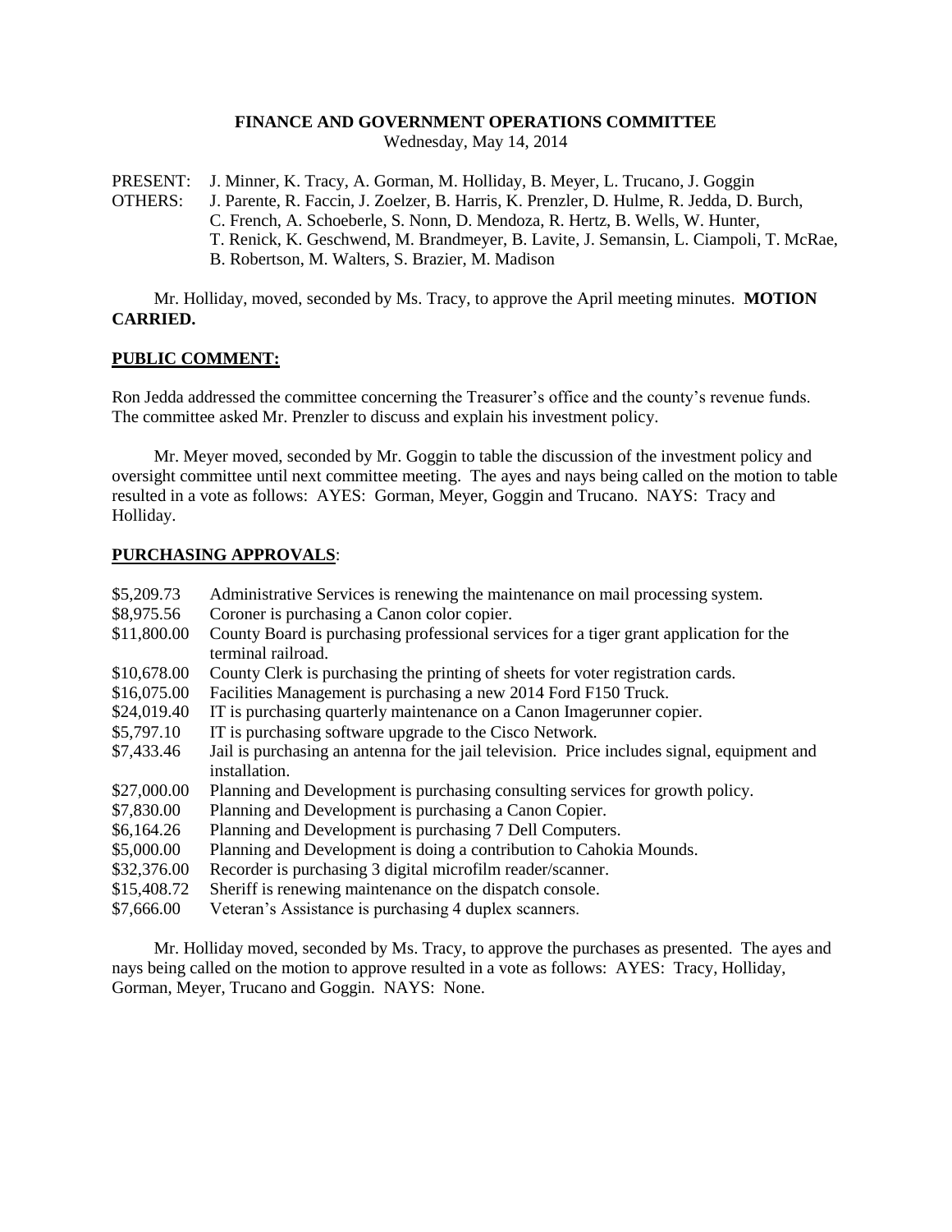# FINANCE AND GOVERNMENT OPERATIONS COMMITTEE

Wednesday, May 14, 2014

PRESENT: J. Minner, K. Tracy, A. Gorman, M. Holliday, B. Meyer, L. Trucano, J. Goggin

OTHERS: J. Parente, R. Faccin, J. Zoelzer, B. Harris, K. Prenzler, D. Hulme, R. Jedda, D. Burch, C. French, A. Schoeberle, S. Nonn, D. Mendoza, R. Hertz, B. Wells, W. Hunter, T. Renick, K. Geschwend, M. Brandmeyer, B. Lavite, J. Semansin, L. Ciampoli, T. McRae, B. Robertson, M. Walters, S. Brazier, M. Madison

Mr. Holliday, moved, seconded by Ms. Tracy, to approve the April meeting minutes. **MOTION CARRIED.**

## PUBLIC COMMENT:

Ron Jedda addressed the committee concerning the Treasurer's office and the county's revenue funds. The committee asked Mr. Prenzler to discuss and explain his investment policy.

Mr. Meyer moved, seconded by Mr. Goggin to table the discussion of the investment policy and oversight committee until next committee meeting. The ayes and nays being called on the motion to table resulted in a vote as follows: AYES: Gorman, Meyer, Goggin and Trucano. NAYS: Tracy and Holliday.

## PURCHASING APPROVALS:

| | |
|---|---|
| \$5,209.73 | Administrative Services is renewing the maintenance on mail processing system. |
| \$8,975.56 | Coroner is purchasing a Canon color copier. |
| \$11,800.00 | County Board is purchasing professional services for a tiger grant application for the terminal railroad. |
| \$10,678.00 | County Clerk is purchasing the printing of sheets for voter registration cards. |
| \$16,075.00 | Facilities Management is purchasing a new 2014 Ford F150 Truck. |
| \$24,019.40 | IT is purchasing quarterly maintenance on a Canon Imagerunner copier. |
| \$5,797.10 | IT is purchasing software upgrade to the Cisco Network. |
| \$7,433.46 | Jail is purchasing an antenna for the jail television. Price includes signal, equipment and installation. |
| \$27,000.00 | Planning and Development is purchasing consulting services for growth policy. |
| \$7,830.00 | Planning and Development is purchasing a Canon Copier. |
| \$6,164.26 | Planning and Development is purchasing 7 Dell Computers. |
| \$5,000.00 | Planning and Development is doing a contribution to Cahokia Mounds. |
| \$32,376.00 | Recorder is purchasing 3 digital microfilm reader/scanner. |
| \$15,408.72 | Sheriff is renewing maintenance on the dispatch console. |
| \$7,666.00 | Veteran's Assistance is purchasing 4 duplex scanners. |

Mr. Holliday moved, seconded by Ms. Tracy, to approve the purchases as presented. The ayes and nays being called on the motion to approve resulted in a vote as follows: AYES: Tracy, Holliday, Gorman, Meyer, Trucano and Goggin. NAYS: None.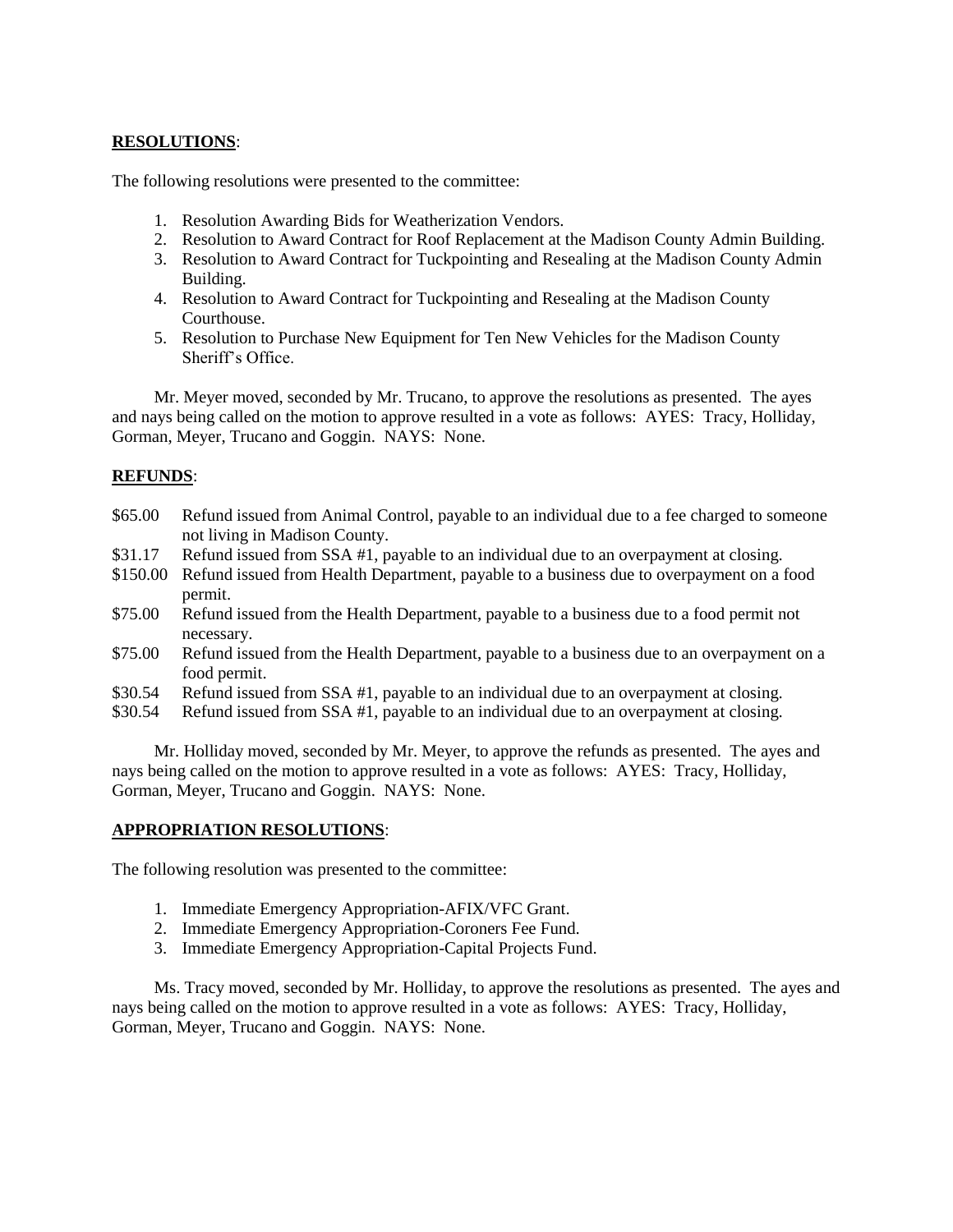**RESOLUTIONS**:

The following resolutions were presented to the committee:

1. Resolution Awarding Bids for Weatherization Vendors.
2. Resolution to Award Contract for Roof Replacement at the Madison County Admin Building.
3. Resolution to Award Contract for Tuckpointing and Resealing at the Madison County Admin Building.
4. Resolution to Award Contract for Tuckpointing and Resealing at the Madison County Courthouse.
5. Resolution to Purchase New Equipment for Ten New Vehicles for the Madison County Sheriff's Office.

Mr. Meyer moved, seconded by Mr. Trucano, to approve the resolutions as presented. The ayes and nays being called on the motion to approve resulted in a vote as follows: AYES: Tracy, Holliday, Gorman, Meyer, Trucano and Goggin. NAYS: None.

**REFUNDS**:

| | |
|---|---|
| $65.00 | Refund issued from Animal Control, payable to an individual due to a fee charged to someone not living in Madison County. |
| $31.17 | Refund issued from SSA #1, payable to an individual due to an overpayment at closing. |
| $150.00 | Refund issued from Health Department, payable to a business due to overpayment on a food permit. |
| $75.00 | Refund issued from the Health Department, payable to a business due to a food permit not necessary. |
| $75.00 | Refund issued from the Health Department, payable to a business due to an overpayment on a food permit. |
| $30.54 | Refund issued from SSA #1, payable to an individual due to an overpayment at closing. |
| $30.54 | Refund issued from SSA #1, payable to an individual due to an overpayment at closing. |

Mr. Holliday moved, seconded by Mr. Meyer, to approve the refunds as presented. The ayes and nays being called on the motion to approve resulted in a vote as follows: AYES: Tracy, Holliday, Gorman, Meyer, Trucano and Goggin. NAYS: None.

**APPROPRIATION RESOLUTIONS**:

The following resolution was presented to the committee:

1. Immediate Emergency Appropriation-AFIX/VFC Grant.
2. Immediate Emergency Appropriation-Coroners Fee Fund.
3. Immediate Emergency Appropriation-Capital Projects Fund.

Ms. Tracy moved, seconded by Mr. Holliday, to approve the resolutions as presented. The ayes and nays being called on the motion to approve resulted in a vote as follows: AYES: Tracy, Holliday, Gorman, Meyer, Trucano and Goggin. NAYS: None.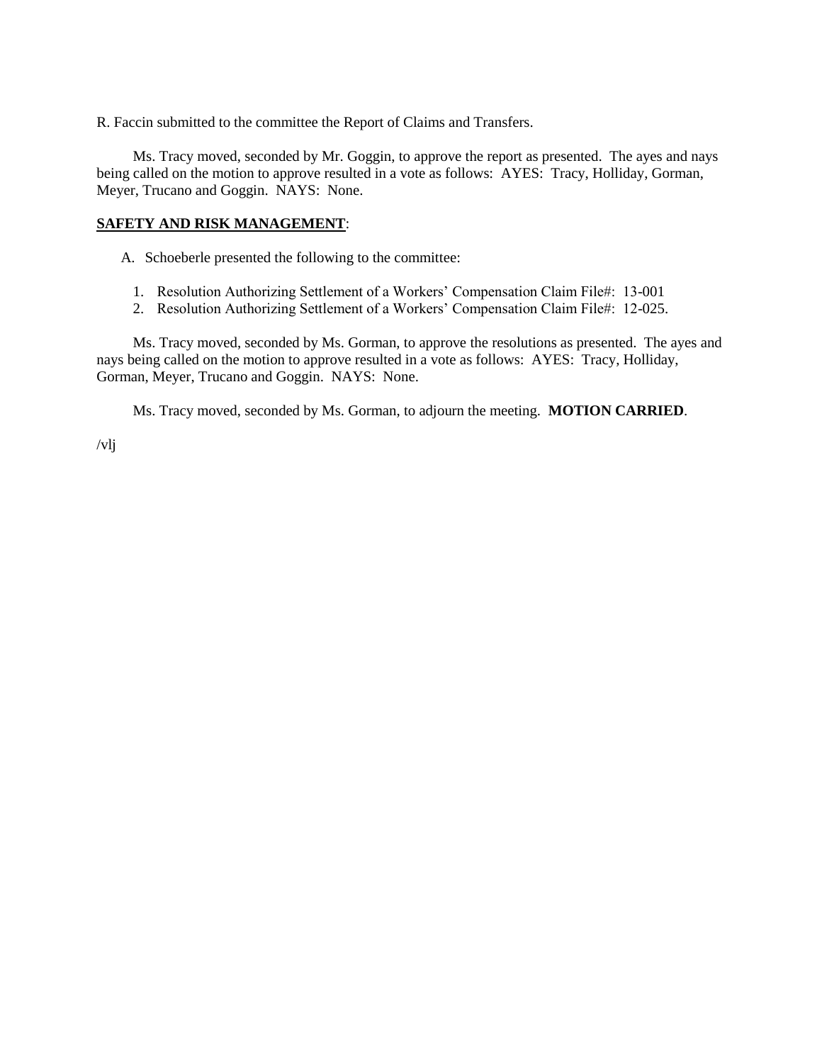R. Faccin submitted to the committee the Report of Claims and Transfers.

Ms. Tracy moved, seconded by Mr. Goggin, to approve the report as presented. The ayes and nays being called on the motion to approve resulted in a vote as follows: AYES: Tracy, Holliday, Gorman, Meyer, Trucano and Goggin. NAYS: None.

**SAFETY AND RISK MANAGEMENT**:

A. Schoeberle presented the following to the committee:

1. Resolution Authorizing Settlement of a Workers' Compensation Claim File#: 13-001
2. Resolution Authorizing Settlement of a Workers' Compensation Claim File#: 12-025.

Ms. Tracy moved, seconded by Ms. Gorman, to approve the resolutions as presented. The ayes and nays being called on the motion to approve resulted in a vote as follows: AYES: Tracy, Holliday, Gorman, Meyer, Trucano and Goggin. NAYS: None.

Ms. Tracy moved, seconded by Ms. Gorman, to adjourn the meeting. **MOTION CARRIED**.

/vlj